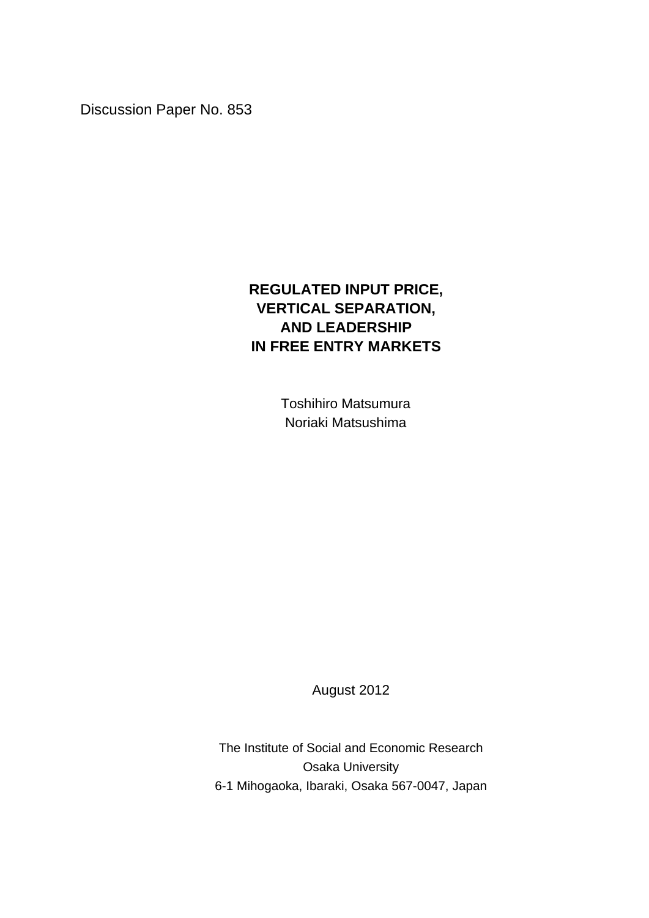Discussion Paper No. 853

# REGULATED INPUT PRICE, VERTICAL SEPARATION, AND LEADERSHIP IN FREE ENTRY MARKETS

Toshihiro Matsumura
Noriaki Matsushima

August 2012

The Institute of Social and Economic Research
Osaka University
6-1 Mihogaoka, Ibaraki, Osaka 567-0047, Japan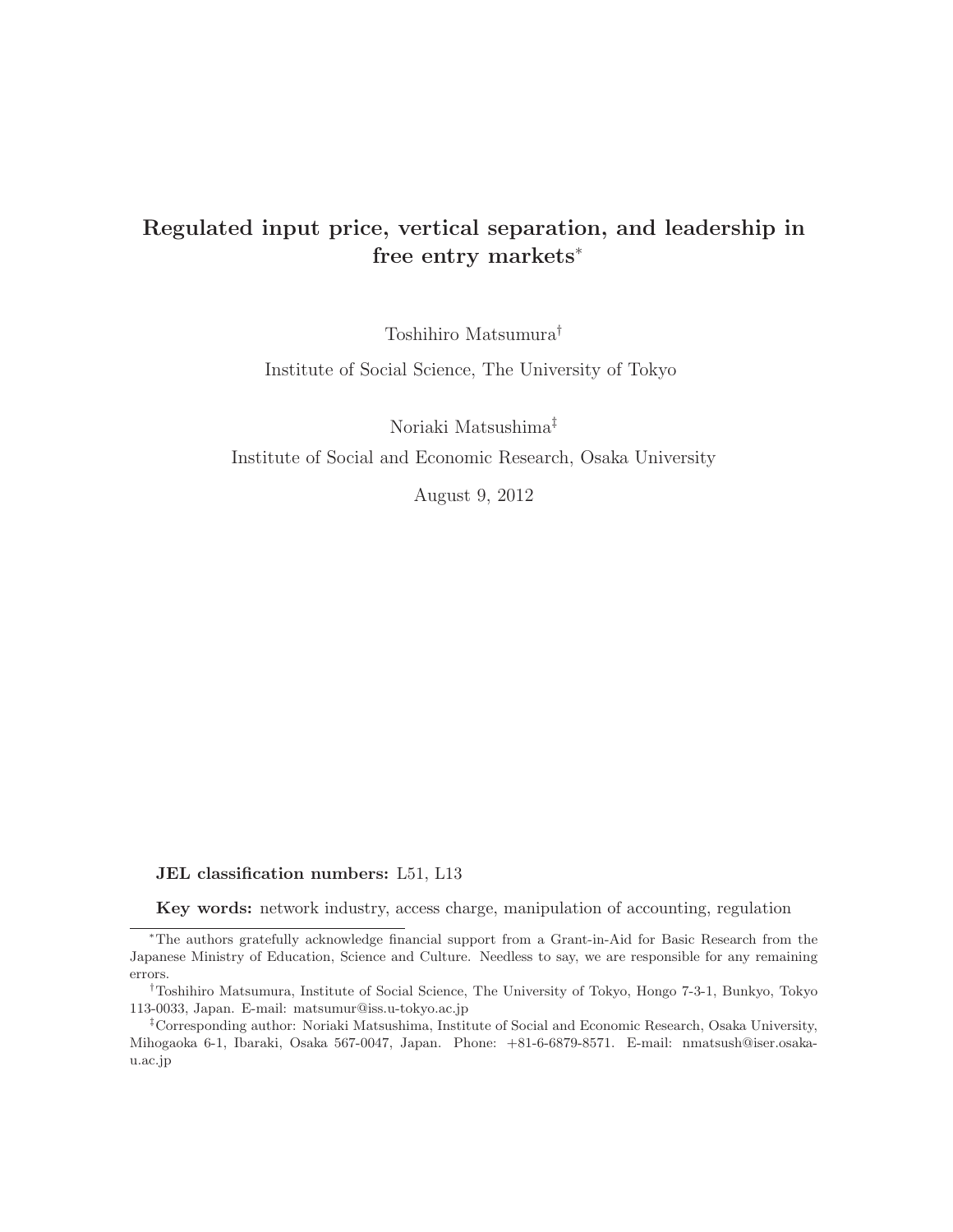# Regulated input price, vertical separation, and leadership in free entry markets*

Toshihiro Matsumura[†]

Institute of Social Science, The University of Tokyo

Noriaki Matsushima[‡]

Institute of Social and Economic Research, Osaka University

August 9, 2012

**JEL classification numbers:** L51, L13

**Key words:** network industry, access charge, manipulation of accounting, regulation

---

*The authors gratefully acknowledge financial support from a Grant-in-Aid for Basic Research from the Japanese Ministry of Education, Science and Culture. Needless to say, we are responsible for any remaining errors.

[†]Toshihiro Matsumura, Institute of Social Science, The University of Tokyo, Hongo 7-3-1, Bunkyo, Tokyo 113-0033, Japan. E-mail: matsumur@iss.u-tokyo.ac.jp

[‡]Corresponding author: Noriaki Matsushima, Institute of Social and Economic Research, Osaka University, Mihogaoka 6-1, Ibaraki, Osaka 567-0047, Japan. Phone: +81-6-6879-8571. E-mail: nmatsush@iser.osaka-u.ac.jp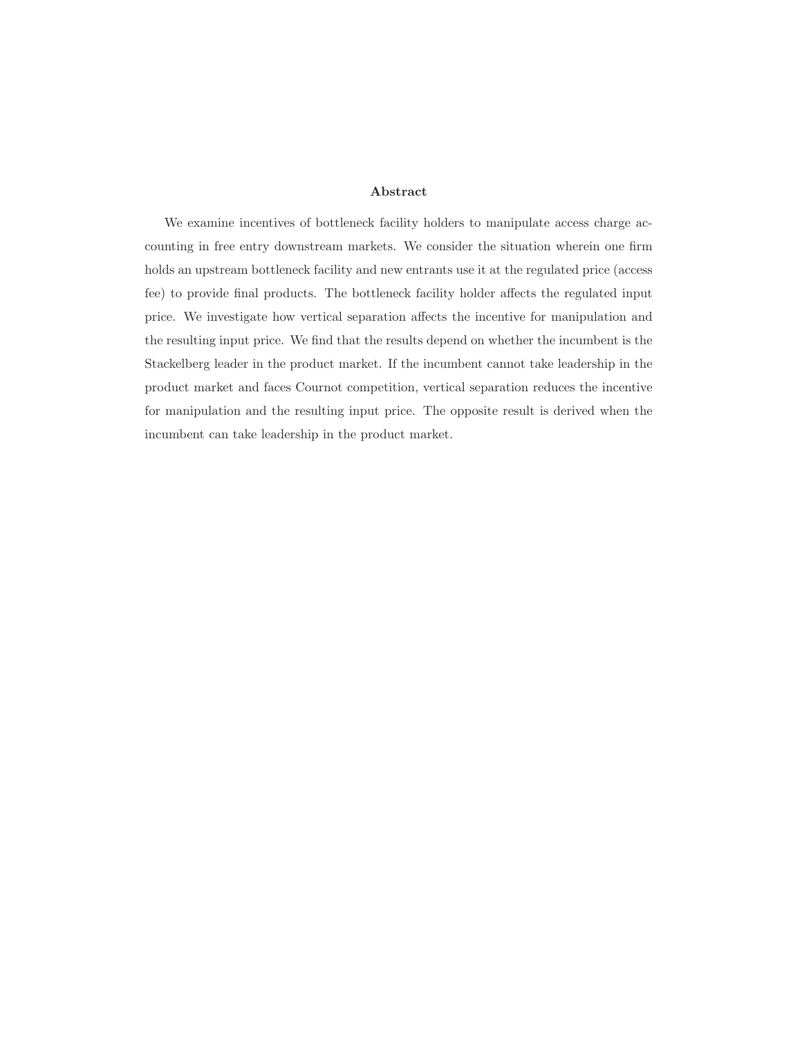## Abstract

We examine incentives of bottleneck facility holders to manipulate access charge accounting in free entry downstream markets. We consider the situation wherein one firm holds an upstream bottleneck facility and new entrants use it at the regulated price (access fee) to provide final products. The bottleneck facility holder affects the regulated input price. We investigate how vertical separation affects the incentive for manipulation and the resulting input price. We find that the results depend on whether the incumbent is the Stackelberg leader in the product market. If the incumbent cannot take leadership in the product market and faces Cournot competition, vertical separation reduces the incentive for manipulation and the resulting input price. The opposite result is derived when the incumbent can take leadership in the product market.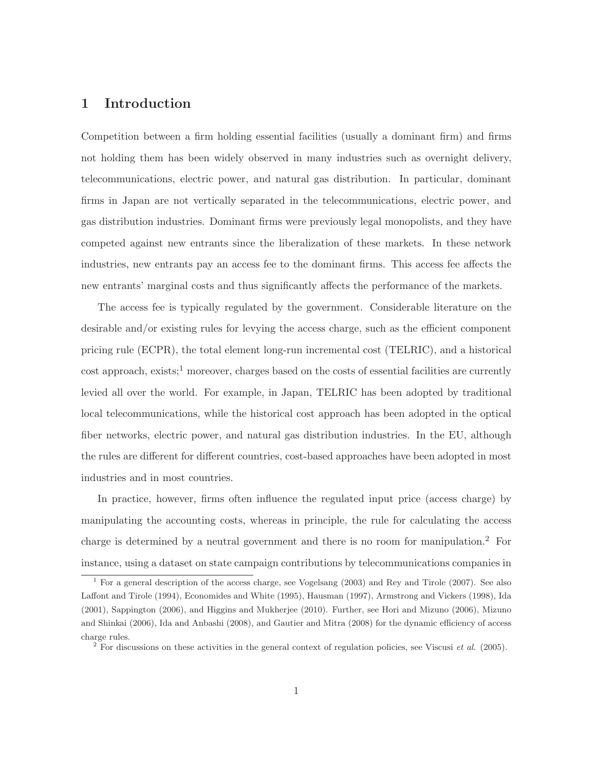# 1 Introduction

Competition between a firm holding essential facilities (usually a dominant firm) and firms not holding them has been widely observed in many industries such as overnight delivery, telecommunications, electric power, and natural gas distribution. In particular, dominant firms in Japan are not vertically separated in the telecommunications, electric power, and gas distribution industries. Dominant firms were previously legal monopolists, and they have competed against new entrants since the liberalization of these markets. In these network industries, new entrants pay an access fee to the dominant firms. This access fee affects the new entrants' marginal costs and thus significantly affects the performance of the markets.

The access fee is typically regulated by the government. Considerable literature on the desirable and/or existing rules for levying the access charge, such as the efficient component pricing rule (ECPR), the total element long-run incremental cost (TELRIC), and a historical cost approach, exists;[1] moreover, charges based on the costs of essential facilities are currently levied all over the world. For example, in Japan, TELRIC has been adopted by traditional local telecommunications, while the historical cost approach has been adopted in the optical fiber networks, electric power, and natural gas distribution industries. In the EU, although the rules are different for different countries, cost-based approaches have been adopted in most industries and in most countries.

In practice, however, firms often influence the regulated input price (access charge) by manipulating the accounting costs, whereas in principle, the rule for calculating the access charge is determined by a neutral government and there is no room for manipulation.[2] For instance, using a dataset on state campaign contributions by telecommunications companies in

[1] For a general description of the access charge, see Vogelsang (2003) and Rey and Tirole (2007). See also Laffont and Tirole (1994), Economides and White (1995), Hausman (1997), Armstrong and Vickers (1998), Ida (2001), Sappington (2006), and Higgins and Mukherjee (2010). Further, see Hori and Mizuno (2006), Mizuno and Shinkai (2006), Ida and Anbashi (2008), and Gautier and Mitra (2008) for the dynamic efficiency of access charge rules.

[2] For discussions on these activities in the general context of regulation policies, see Viscusi *et al.* (2005).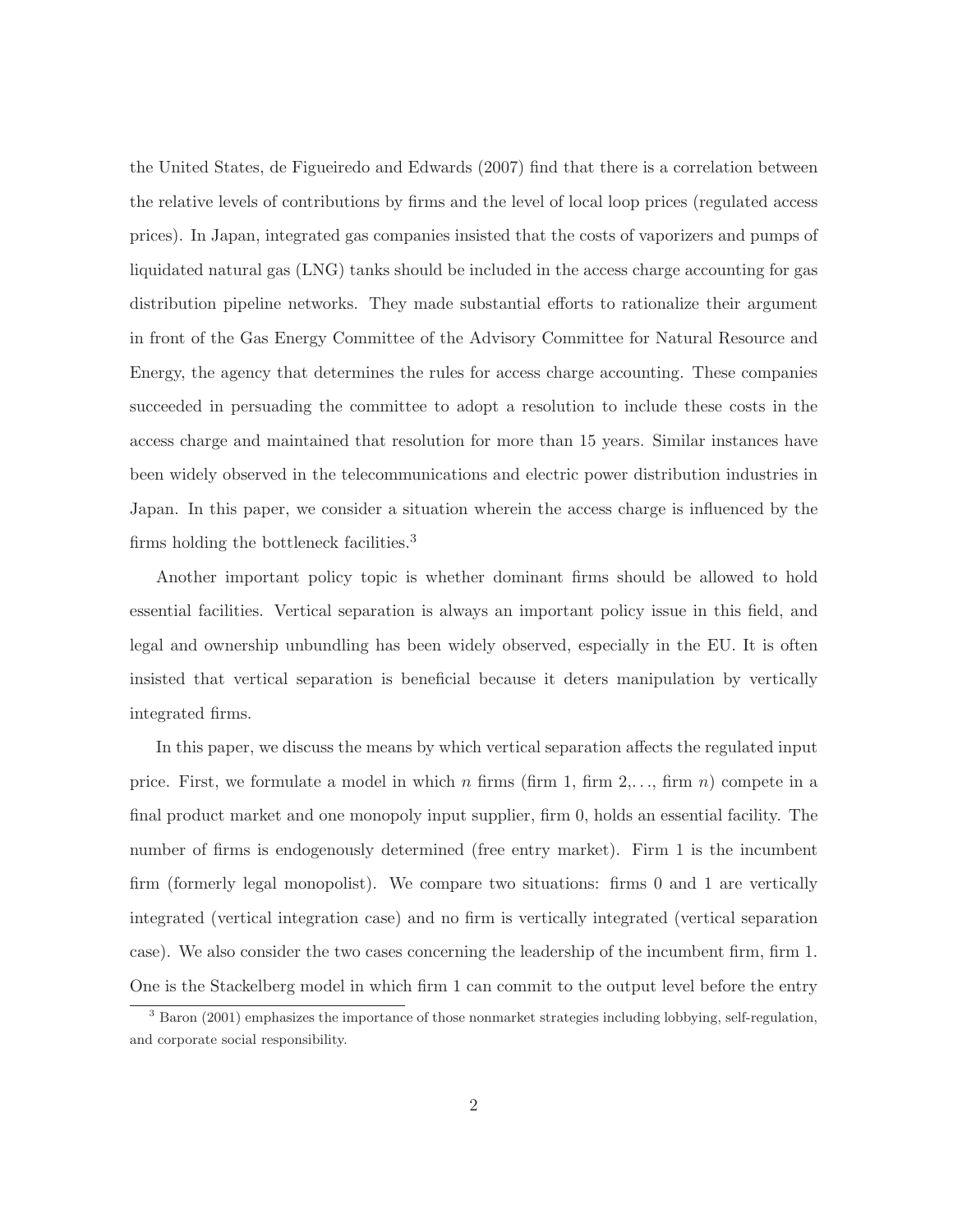the United States, de Figueiredo and Edwards (2007) find that there is a correlation between the relative levels of contributions by firms and the level of local loop prices (regulated access prices). In Japan, integrated gas companies insisted that the costs of vaporizers and pumps of liquidated natural gas (LNG) tanks should be included in the access charge accounting for gas distribution pipeline networks. They made substantial efforts to rationalize their argument in front of the Gas Energy Committee of the Advisory Committee for Natural Resource and Energy, the agency that determines the rules for access charge accounting. These companies succeeded in persuading the committee to adopt a resolution to include these costs in the access charge and maintained that resolution for more than 15 years. Similar instances have been widely observed in the telecommunications and electric power distribution industries in Japan. In this paper, we consider a situation wherein the access charge is influenced by the firms holding the bottleneck facilities.[3]

Another important policy topic is whether dominant firms should be allowed to hold essential facilities. Vertical separation is always an important policy issue in this field, and legal and ownership unbundling has been widely observed, especially in the EU. It is often insisted that vertical separation is beneficial because it deters manipulation by vertically integrated firms.

In this paper, we discuss the means by which vertical separation affects the regulated input price. First, we formulate a model in which $n$ firms (firm 1, firm 2,. . ., firm $n$) compete in a final product market and one monopoly input supplier, firm 0, holds an essential facility. The number of firms is endogenously determined (free entry market). Firm 1 is the incumbent firm (formerly legal monopolist). We compare two situations: firms 0 and 1 are vertically integrated (vertical integration case) and no firm is vertically integrated (vertical separation case). We also consider the two cases concerning the leadership of the incumbent firm, firm 1. One is the Stackelberg model in which firm 1 can commit to the output level before the entry

[3] Baron (2001) emphasizes the importance of those nonmarket strategies including lobbying, self-regulation, and corporate social responsibility.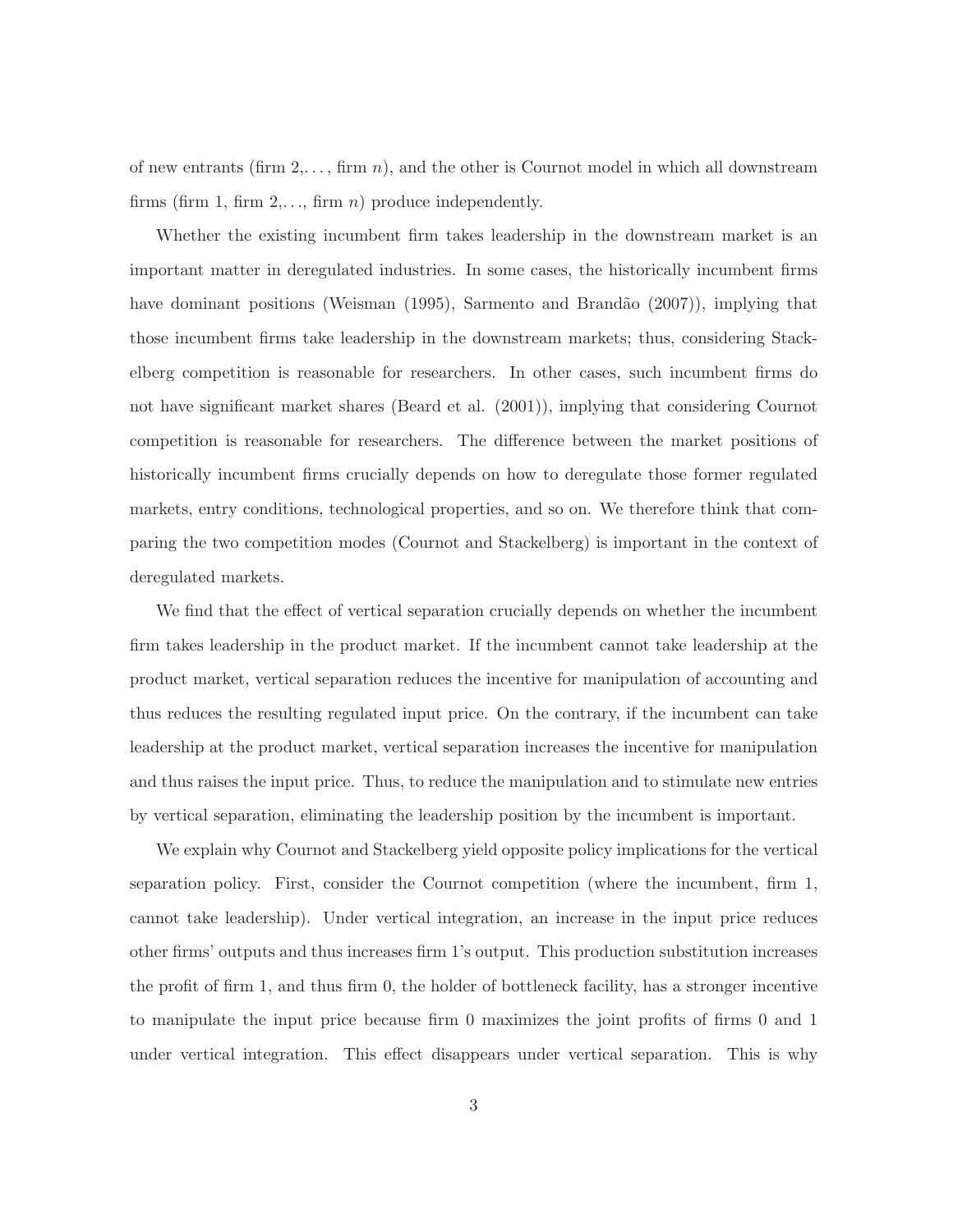of new entrants (firm 2,. . . , firm $n$), and the other is Cournot model in which all downstream firms (firm 1, firm 2,. . ., firm $n$) produce independently.

Whether the existing incumbent firm takes leadership in the downstream market is an important matter in deregulated industries. In some cases, the historically incumbent firms have dominant positions (Weisman (1995), Sarmento and Brandão (2007)), implying that those incumbent firms take leadership in the downstream markets; thus, considering Stackelberg competition is reasonable for researchers. In other cases, such incumbent firms do not have significant market shares (Beard et al. (2001)), implying that considering Cournot competition is reasonable for researchers. The difference between the market positions of historically incumbent firms crucially depends on how to deregulate those former regulated markets, entry conditions, technological properties, and so on. We therefore think that comparing the two competition modes (Cournot and Stackelberg) is important in the context of deregulated markets.

We find that the effect of vertical separation crucially depends on whether the incumbent firm takes leadership in the product market. If the incumbent cannot take leadership at the product market, vertical separation reduces the incentive for manipulation of accounting and thus reduces the resulting regulated input price. On the contrary, if the incumbent can take leadership at the product market, vertical separation increases the incentive for manipulation and thus raises the input price. Thus, to reduce the manipulation and to stimulate new entries by vertical separation, eliminating the leadership position by the incumbent is important.

We explain why Cournot and Stackelberg yield opposite policy implications for the vertical separation policy. First, consider the Cournot competition (where the incumbent, firm 1, cannot take leadership). Under vertical integration, an increase in the input price reduces other firms' outputs and thus increases firm 1's output. This production substitution increases the profit of firm 1, and thus firm 0, the holder of bottleneck facility, has a stronger incentive to manipulate the input price because firm 0 maximizes the joint profits of firms 0 and 1 under vertical integration. This effect disappears under vertical separation. This is why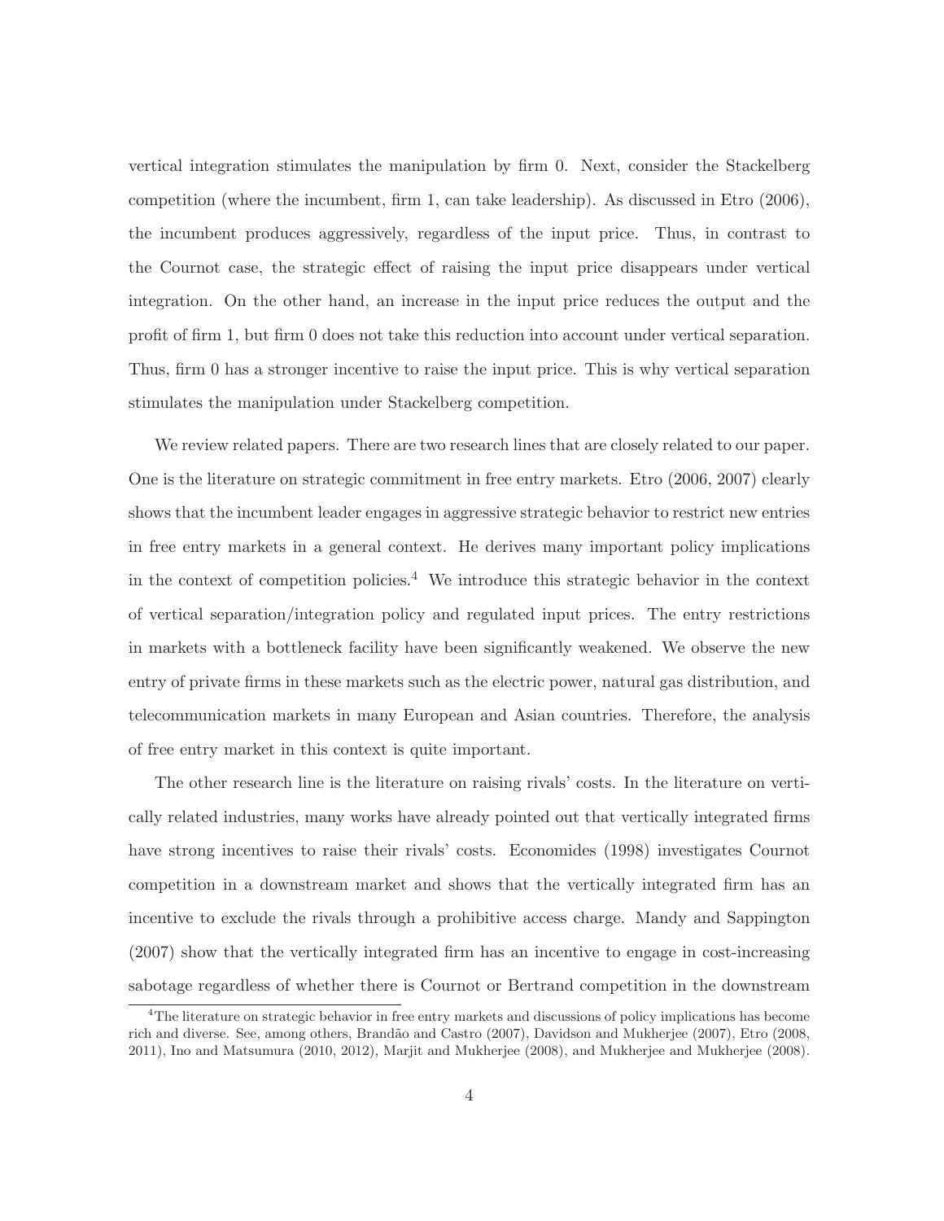vertical integration stimulates the manipulation by firm 0. Next, consider the Stackelberg competition (where the incumbent, firm 1, can take leadership). As discussed in Etro (2006), the incumbent produces aggressively, regardless of the input price. Thus, in contrast to the Cournot case, the strategic effect of raising the input price disappears under vertical integration. On the other hand, an increase in the input price reduces the output and the profit of firm 1, but firm 0 does not take this reduction into account under vertical separation. Thus, firm 0 has a stronger incentive to raise the input price. This is why vertical separation stimulates the manipulation under Stackelberg competition.

We review related papers. There are two research lines that are closely related to our paper. One is the literature on strategic commitment in free entry markets. Etro (2006, 2007) clearly shows that the incumbent leader engages in aggressive strategic behavior to restrict new entries in free entry markets in a general context. He derives many important policy implications in the context of competition policies.[4] We introduce this strategic behavior in the context of vertical separation/integration policy and regulated input prices. The entry restrictions in markets with a bottleneck facility have been significantly weakened. We observe the new entry of private firms in these markets such as the electric power, natural gas distribution, and telecommunication markets in many European and Asian countries. Therefore, the analysis of free entry market in this context is quite important.

The other research line is the literature on raising rivals' costs. In the literature on vertically related industries, many works have already pointed out that vertically integrated firms have strong incentives to raise their rivals' costs. Economides (1998) investigates Cournot competition in a downstream market and shows that the vertically integrated firm has an incentive to exclude the rivals through a prohibitive access charge. Mandy and Sappington (2007) show that the vertically integrated firm has an incentive to engage in cost-increasing sabotage regardless of whether there is Cournot or Bertrand competition in the downstream

[4] The literature on strategic behavior in free entry markets and discussions of policy implications has become rich and diverse. See, among others, Brandão and Castro (2007), Davidson and Mukherjee (2007), Etro (2008, 2011), Ino and Matsumura (2010, 2012), Marjit and Mukherjee (2008), and Mukherjee and Mukherjee (2008).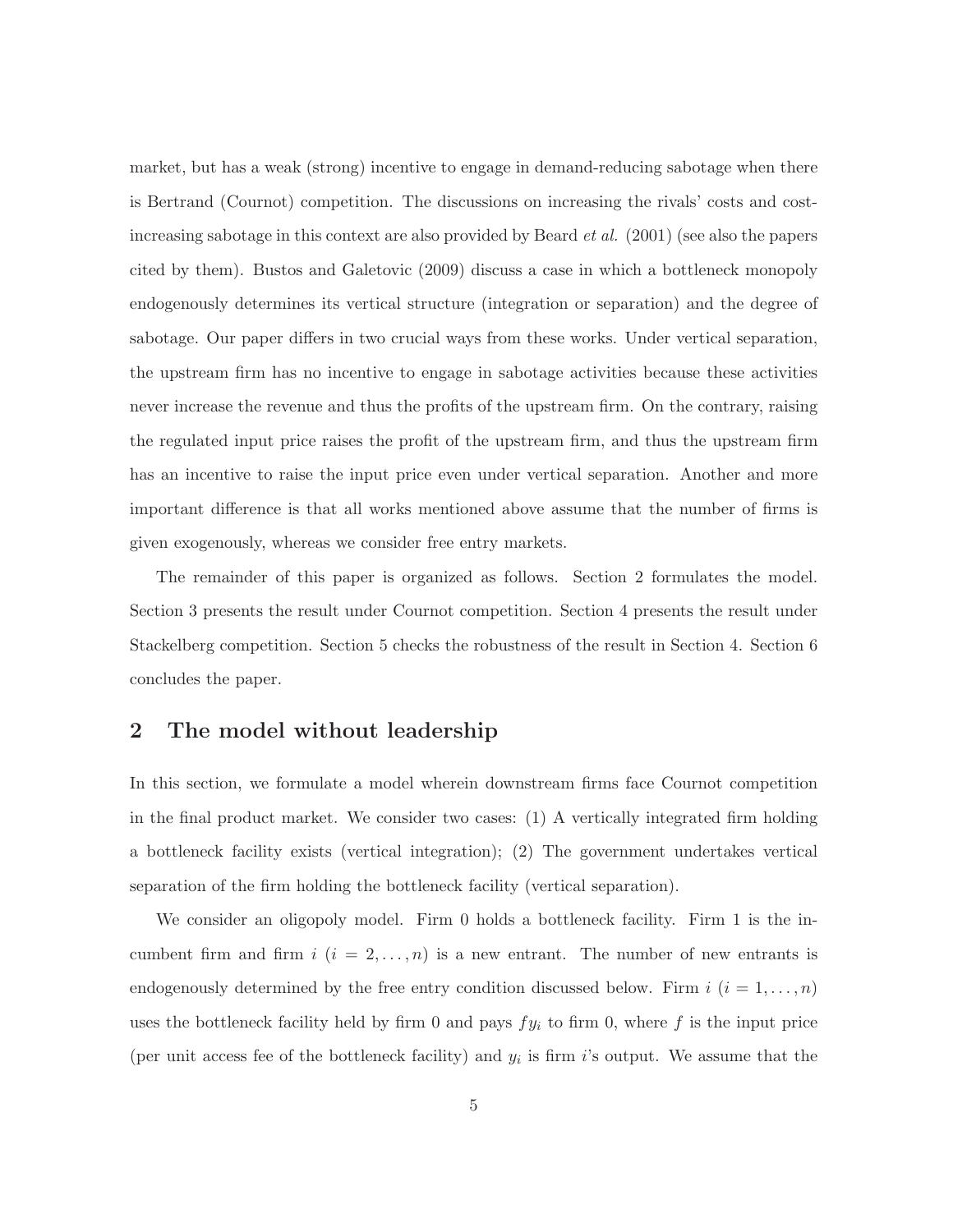market, but has a weak (strong) incentive to engage in demand-reducing sabotage when there is Bertrand (Cournot) competition. The discussions on increasing the rivals' costs and cost-increasing sabotage in this context are also provided by Beard *et al.* (2001) (see also the papers cited by them). Bustos and Galetovic (2009) discuss a case in which a bottleneck monopoly endogenously determines its vertical structure (integration or separation) and the degree of sabotage. Our paper differs in two crucial ways from these works. Under vertical separation, the upstream firm has no incentive to engage in sabotage activities because these activities never increase the revenue and thus the profits of the upstream firm. On the contrary, raising the regulated input price raises the profit of the upstream firm, and thus the upstream firm has an incentive to raise the input price even under vertical separation. Another and more important difference is that all works mentioned above assume that the number of firms is given exogenously, whereas we consider free entry markets.

The remainder of this paper is organized as follows. Section 2 formulates the model. Section 3 presents the result under Cournot competition. Section 4 presents the result under Stackelberg competition. Section 5 checks the robustness of the result in Section 4. Section 6 concludes the paper.

## 2 The model without leadership

In this section, we formulate a model wherein downstream firms face Cournot competition in the final product market. We consider two cases: (1) A vertically integrated firm holding a bottleneck facility exists (vertical integration); (2) The government undertakes vertical separation of the firm holding the bottleneck facility (vertical separation).

We consider an oligopoly model. Firm 0 holds a bottleneck facility. Firm 1 is the incumbent firm and firm $i$ ($i = 2, \ldots, n$) is a new entrant. The number of new entrants is endogenously determined by the free entry condition discussed below. Firm $i$ ($i = 1, \ldots, n$) uses the bottleneck facility held by firm 0 and pays $fy_i$ to firm 0, where $f$ is the input price (per unit access fee of the bottleneck facility) and $y_i$ is firm $i$'s output. We assume that the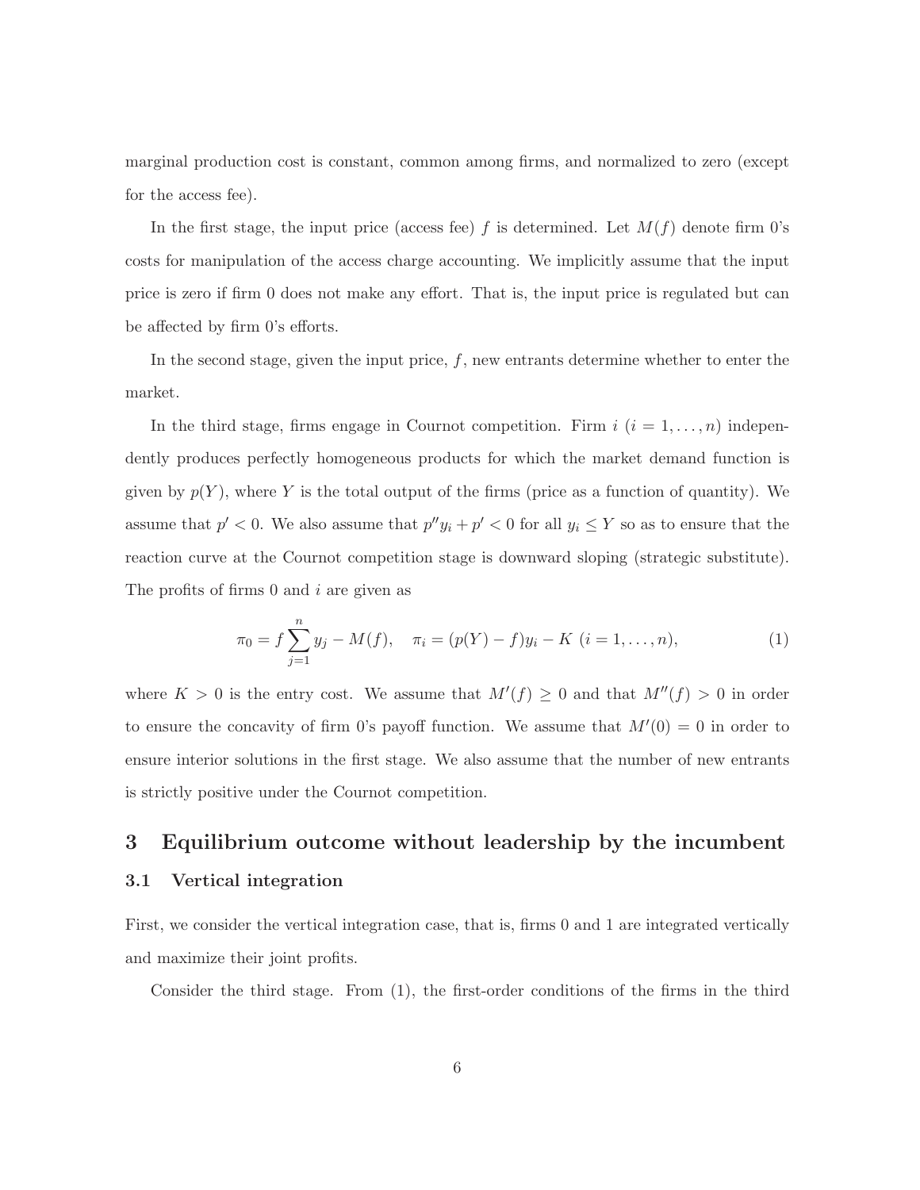marginal production cost is constant, common among firms, and normalized to zero (except for the access fee).

In the first stage, the input price (access fee) $f$ is determined. Let $M(f)$ denote firm 0's costs for manipulation of the access charge accounting. We implicitly assume that the input price is zero if firm 0 does not make any effort. That is, the input price is regulated but can be affected by firm 0's efforts.

In the second stage, given the input price, $f$, new entrants determine whether to enter the market.

In the third stage, firms engage in Cournot competition. Firm $i$ ($i = 1, \ldots, n$) independently produces perfectly homogeneous products for which the market demand function is given by $p(Y)$, where $Y$ is the total output of the firms (price as a function of quantity). We assume that $p' < 0$. We also assume that $p'' y_i + p' < 0$ for all $y_i \leq Y$ so as to ensure that the reaction curve at the Cournot competition stage is downward sloping (strategic substitute). The profits of firms 0 and $i$ are given as

$$\pi_0 = f \sum_{j=1}^{n} y_j - M(f), \quad \pi_i = (p(Y) - f) y_i - K \ (i = 1, \ldots, n), \tag{1}$$

where $K > 0$ is the entry cost. We assume that $M'(f) \geq 0$ and that $M''(f) > 0$ in order to ensure the concavity of firm 0's payoff function. We assume that $M'(0) = 0$ in order to ensure interior solutions in the first stage. We also assume that the number of new entrants is strictly positive under the Cournot competition.

# 3 Equilibrium outcome without leadership by the incumbent

## 3.1 Vertical integration

First, we consider the vertical integration case, that is, firms 0 and 1 are integrated vertically and maximize their joint profits.

Consider the third stage. From (1), the first-order conditions of the firms in the third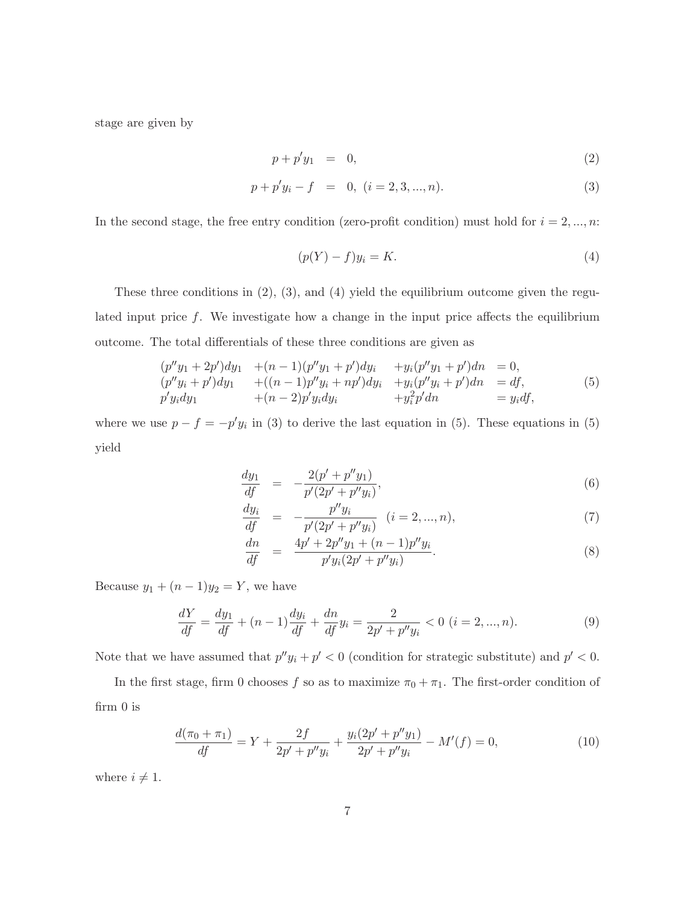stage are given by

$$
\begin{aligned}
p + p'y_1 &= 0, &(2)\\
p + p'y_i - f &= 0, \ (i = 2, 3, ..., n). &(3)
\end{aligned}
$$

In the second stage, the free entry condition (zero-profit condition) must hold for $i = 2, ..., n$:

$$
(p(Y) - f)y_i = K. \tag{4}
$$

These three conditions in (2), (3), and (4) yield the equilibrium outcome given the regulated input price $f$. We investigate how a change in the input price affects the equilibrium outcome. The total differentials of these three conditions are given as

$$
\begin{array}{llll}
(p''y_1 + 2p')dy_1 & +(n-1)(p''y_1 + p')dy_i & +y_i(p''y_1 + p')dn & = 0, \\
(p''y_i + p')dy_1 & +((n-1)p''y_i + np')dy_i & +y_i(p''y_i + p')dn & = df, \\
p'y_i dy_1 & +(n-2)p'y_i dy_i & +y_i^2 p' dn & = y_i df,
\end{array} \tag{5}
$$

where we use $p - f = -p'y_i$ in (3) to derive the last equation in (5). These equations in (5) yield

$$
\begin{aligned}
\frac{dy_1}{df} &= -\frac{2(p' + p''y_1)}{p'(2p' + p''y_i)}, &(6)\\
\frac{dy_i}{df} &= -\frac{p''y_i}{p'(2p' + p''y_i)} \ \ (i = 2, ..., n), &(7)\\
\frac{dn}{df} &= \frac{4p' + 2p''y_1 + (n-1)p''y_i}{p'y_i(2p' + p''y_i)}. &(8)
\end{aligned}
$$

Because $y_1 + (n-1)y_2 = Y$, we have

$$
\frac{dY}{df} = \frac{dy_1}{df} + (n-1)\frac{dy_i}{df} + \frac{dn}{df}y_i = \frac{2}{2p' + p''y_i} < 0 \ (i = 2, ..., n). \tag{9}
$$

Note that we have assumed that $p''y_i + p' < 0$ (condition for strategic substitute) and $p' < 0$.

In the first stage, firm 0 chooses $f$ so as to maximize $\pi_0 + \pi_1$. The first-order condition of firm 0 is

$$
\frac{d(\pi_0 + \pi_1)}{df} = Y + \frac{2f}{2p' + p''y_i} + \frac{y_i(2p' + p''y_1)}{2p' + p''y_i} - M'(f) = 0, \tag{10}
$$

where $i \neq 1$.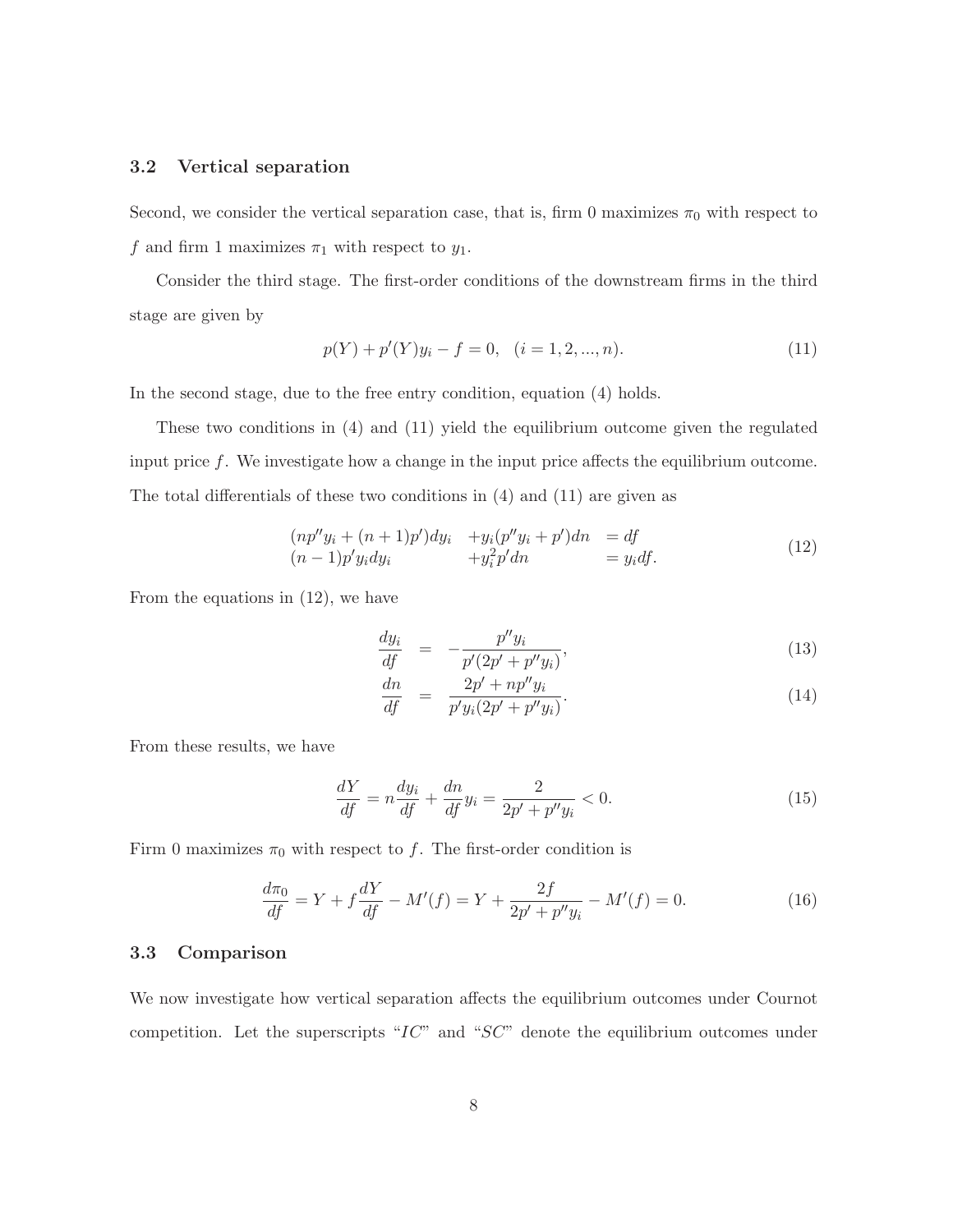## 3.2 Vertical separation

Second, we consider the vertical separation case, that is, firm 0 maximizes $\pi_0$ with respect to $f$ and firm 1 maximizes $\pi_1$ with respect to $y_1$.

Consider the third stage. The first-order conditions of the downstream firms in the third stage are given by

$$p(Y) + p'(Y)y_i - f = 0, \quad (i = 1, 2, ..., n). \tag{11}$$

In the second stage, due to the free entry condition, equation (4) holds.

These two conditions in (4) and (11) yield the equilibrium outcome given the regulated input price $f$. We investigate how a change in the input price affects the equilibrium outcome. The total differentials of these two conditions in (4) and (11) are given as

$$\begin{array}{lll} (np''y_i + (n+1)p')dy_i & +y_i(p''y_i + p')dn & = df \\ (n-1)p'y_i dy_i & +y_i^2 p' dn & = y_i df. \end{array} \tag{12}$$

From the equations in (12), we have

$$\frac{dy_i}{df} = -\frac{p''y_i}{p'(2p' + p''y_i)}, \tag{13}$$

$$\frac{dn}{df} = \frac{2p' + np''y_i}{p'y_i(2p' + p''y_i)}. \tag{14}$$

From these results, we have

$$\frac{dY}{df} = n\frac{dy_i}{df} + \frac{dn}{df}y_i = \frac{2}{2p' + p''y_i} < 0. \tag{15}$$

Firm 0 maximizes $\pi_0$ with respect to $f$. The first-order condition is

$$\frac{d\pi_0}{df} = Y + f\frac{dY}{df} - M'(f) = Y + \frac{2f}{2p' + p''y_i} - M'(f) = 0. \tag{16}$$

## 3.3 Comparison

We now investigate how vertical separation affects the equilibrium outcomes under Cournot competition. Let the superscripts "$IC$" and "$SC$" denote the equilibrium outcomes under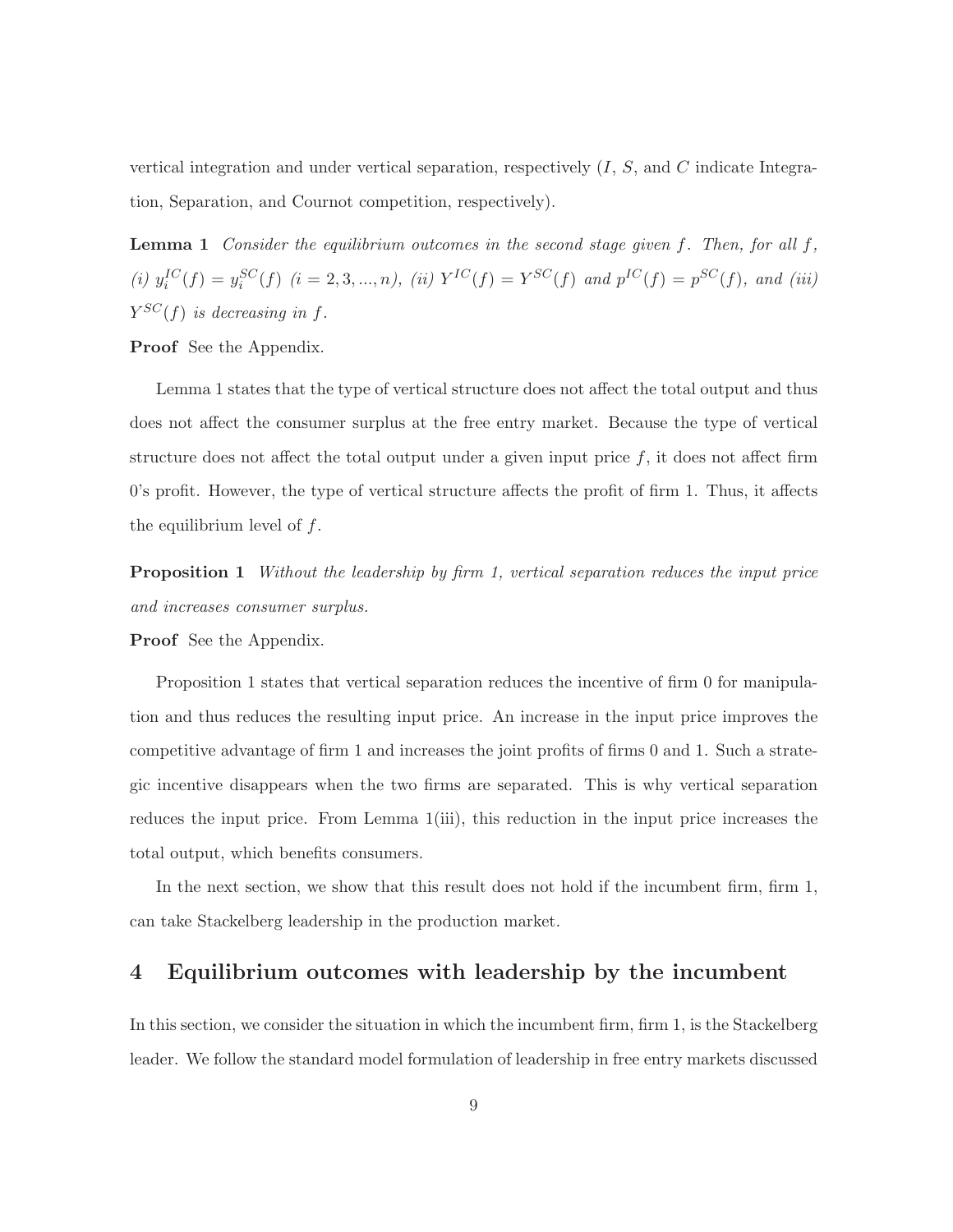vertical integration and under vertical separation, respectively ($I$, $S$, and $C$ indicate Integration, Separation, and Cournot competition, respectively).

**Lemma 1** *Consider the equilibrium outcomes in the second stage given $f$. Then, for all $f$, (i) $y_i^{IC}(f) = y_i^{SC}(f)$ ($i = 2, 3, ..., n$), (ii) $Y^{IC}(f) = Y^{SC}(f)$ and $p^{IC}(f) = p^{SC}(f)$, and (iii) $Y^{SC}(f)$ is decreasing in $f$.*

**Proof** See the Appendix.

Lemma 1 states that the type of vertical structure does not affect the total output and thus does not affect the consumer surplus at the free entry market. Because the type of vertical structure does not affect the total output under a given input price $f$, it does not affect firm 0's profit. However, the type of vertical structure affects the profit of firm 1. Thus, it affects the equilibrium level of $f$.

**Proposition 1** *Without the leadership by firm 1, vertical separation reduces the input price and increases consumer surplus.*

**Proof** See the Appendix.

Proposition 1 states that vertical separation reduces the incentive of firm 0 for manipulation and thus reduces the resulting input price. An increase in the input price improves the competitive advantage of firm 1 and increases the joint profits of firms 0 and 1. Such a strategic incentive disappears when the two firms are separated. This is why vertical separation reduces the input price. From Lemma 1(iii), this reduction in the input price increases the total output, which benefits consumers.

In the next section, we show that this result does not hold if the incumbent firm, firm 1, can take Stackelberg leadership in the production market.

# 4 Equilibrium outcomes with leadership by the incumbent

In this section, we consider the situation in which the incumbent firm, firm 1, is the Stackelberg leader. We follow the standard model formulation of leadership in free entry markets discussed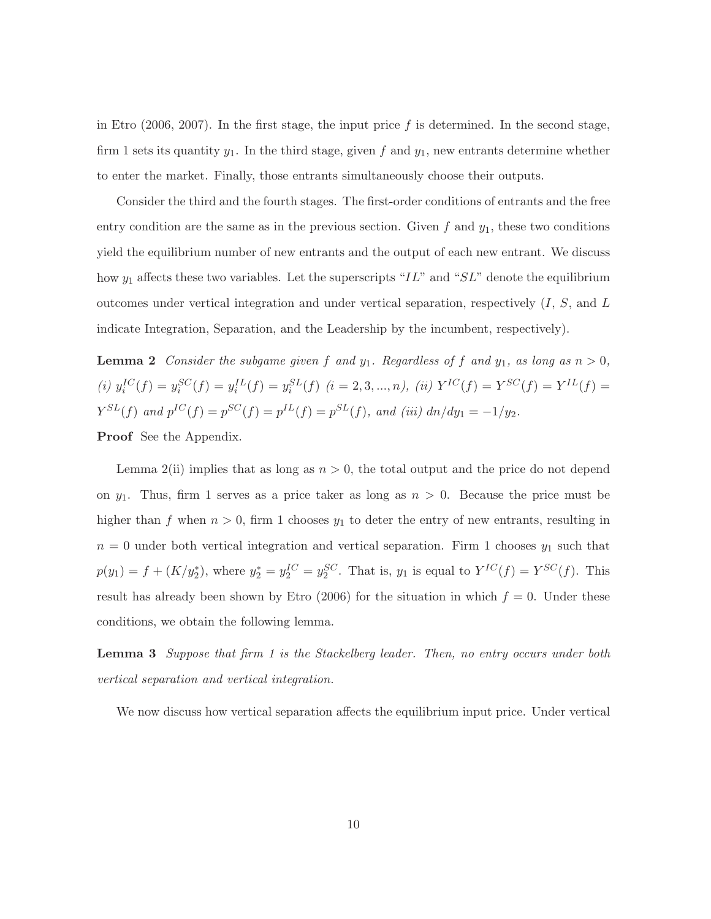in Etro (2006, 2007). In the first stage, the input price $f$ is determined. In the second stage, firm 1 sets its quantity $y_1$. In the third stage, given $f$ and $y_1$, new entrants determine whether to enter the market. Finally, those entrants simultaneously choose their outputs.

Consider the third and the fourth stages. The first-order conditions of entrants and the free entry condition are the same as in the previous section. Given $f$ and $y_1$, these two conditions yield the equilibrium number of new entrants and the output of each new entrant. We discuss how $y_1$ affects these two variables. Let the superscripts "$IL$" and "$SL$" denote the equilibrium outcomes under vertical integration and under vertical separation, respectively ($I$, $S$, and $L$ indicate Integration, Separation, and the Leadership by the incumbent, respectively).

**Lemma 2** *Consider the subgame given $f$ and $y_1$. Regardless of $f$ and $y_1$, as long as $n > 0$, (i) $y_i^{IC}(f) = y_i^{SC}(f) = y_i^{IL}(f) = y_i^{SL}(f)$ $(i = 2, 3, ..., n)$, (ii) $Y^{IC}(f) = Y^{SC}(f) = Y^{IL}(f) = Y^{SL}(f)$ and $p^{IC}(f) = p^{SC}(f) = p^{IL}(f) = p^{SL}(f)$, and (iii) $dn/dy_1 = -1/y_2$.*

**Proof** See the Appendix.

Lemma 2(ii) implies that as long as $n > 0$, the total output and the price do not depend on $y_1$. Thus, firm 1 serves as a price taker as long as $n > 0$. Because the price must be higher than $f$ when $n > 0$, firm 1 chooses $y_1$ to deter the entry of new entrants, resulting in $n = 0$ under both vertical integration and vertical separation. Firm 1 chooses $y_1$ such that $p(y_1) = f + (K/y_2^*)$, where $y_2^* = y_2^{IC} = y_2^{SC}$. That is, $y_1$ is equal to $Y^{IC}(f) = Y^{SC}(f)$. This result has already been shown by Etro (2006) for the situation in which $f = 0$. Under these conditions, we obtain the following lemma.

**Lemma 3** *Suppose that firm 1 is the Stackelberg leader. Then, no entry occurs under both vertical separation and vertical integration.*

We now discuss how vertical separation affects the equilibrium input price. Under vertical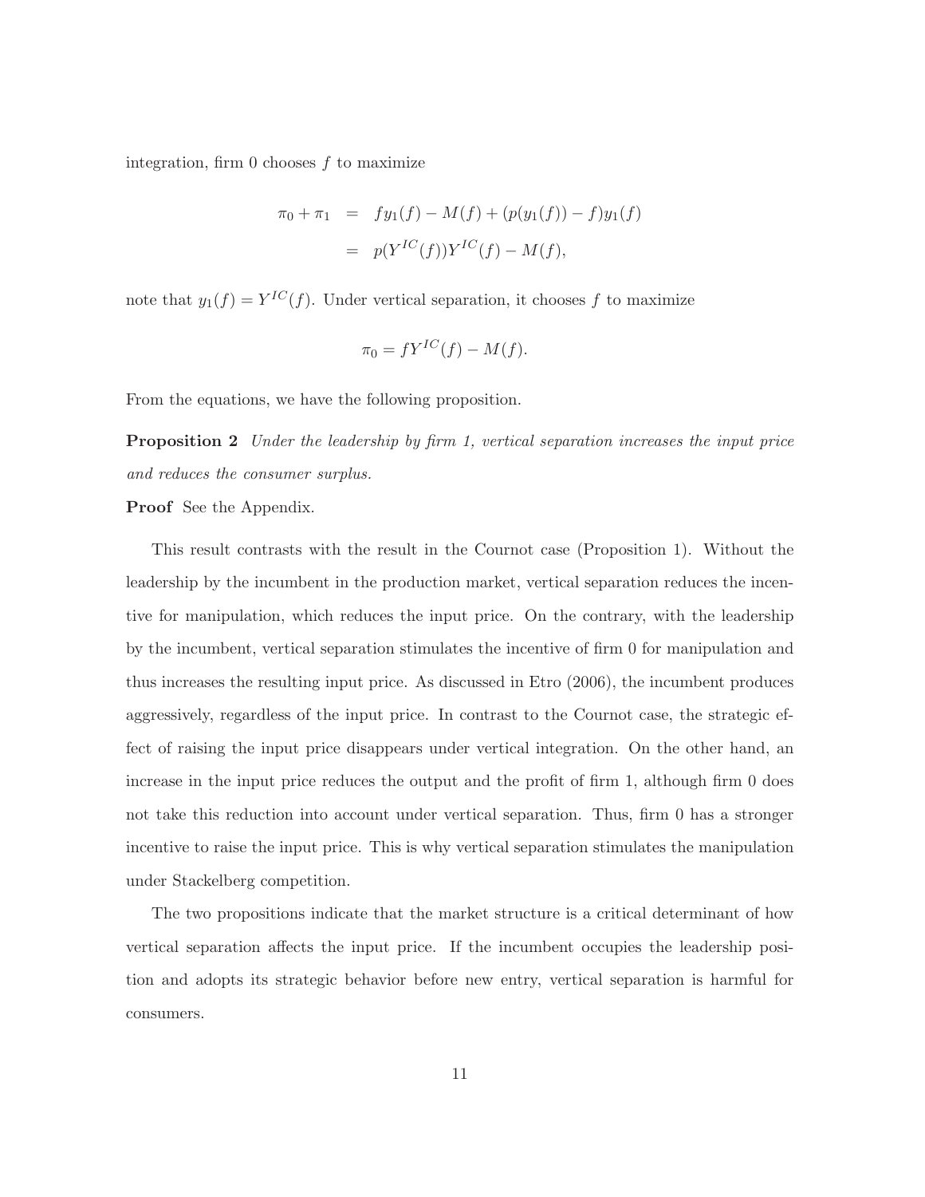integration, firm 0 chooses $f$ to maximize

$$
\begin{aligned}
\pi_0 + \pi_1 &= f y_1(f) - M(f) + (p(y_1(f)) - f) y_1(f) \\
&= p(Y^{IC}(f)) Y^{IC}(f) - M(f),
\end{aligned}
$$

note that $y_1(f) = Y^{IC}(f)$. Under vertical separation, it chooses $f$ to maximize

$$
\pi_0 = f Y^{IC}(f) - M(f).
$$

From the equations, we have the following proposition.

**Proposition 2** *Under the leadership by firm 1, vertical separation increases the input price and reduces the consumer surplus.*

**Proof** See the Appendix.

This result contrasts with the result in the Cournot case (Proposition 1). Without the leadership by the incumbent in the production market, vertical separation reduces the incentive for manipulation, which reduces the input price. On the contrary, with the leadership by the incumbent, vertical separation stimulates the incentive of firm 0 for manipulation and thus increases the resulting input price. As discussed in Etro (2006), the incumbent produces aggressively, regardless of the input price. In contrast to the Cournot case, the strategic effect of raising the input price disappears under vertical integration. On the other hand, an increase in the input price reduces the output and the profit of firm 1, although firm 0 does not take this reduction into account under vertical separation. Thus, firm 0 has a stronger incentive to raise the input price. This is why vertical separation stimulates the manipulation under Stackelberg competition.

The two propositions indicate that the market structure is a critical determinant of how vertical separation affects the input price. If the incumbent occupies the leadership position and adopts its strategic behavior before new entry, vertical separation is harmful for consumers.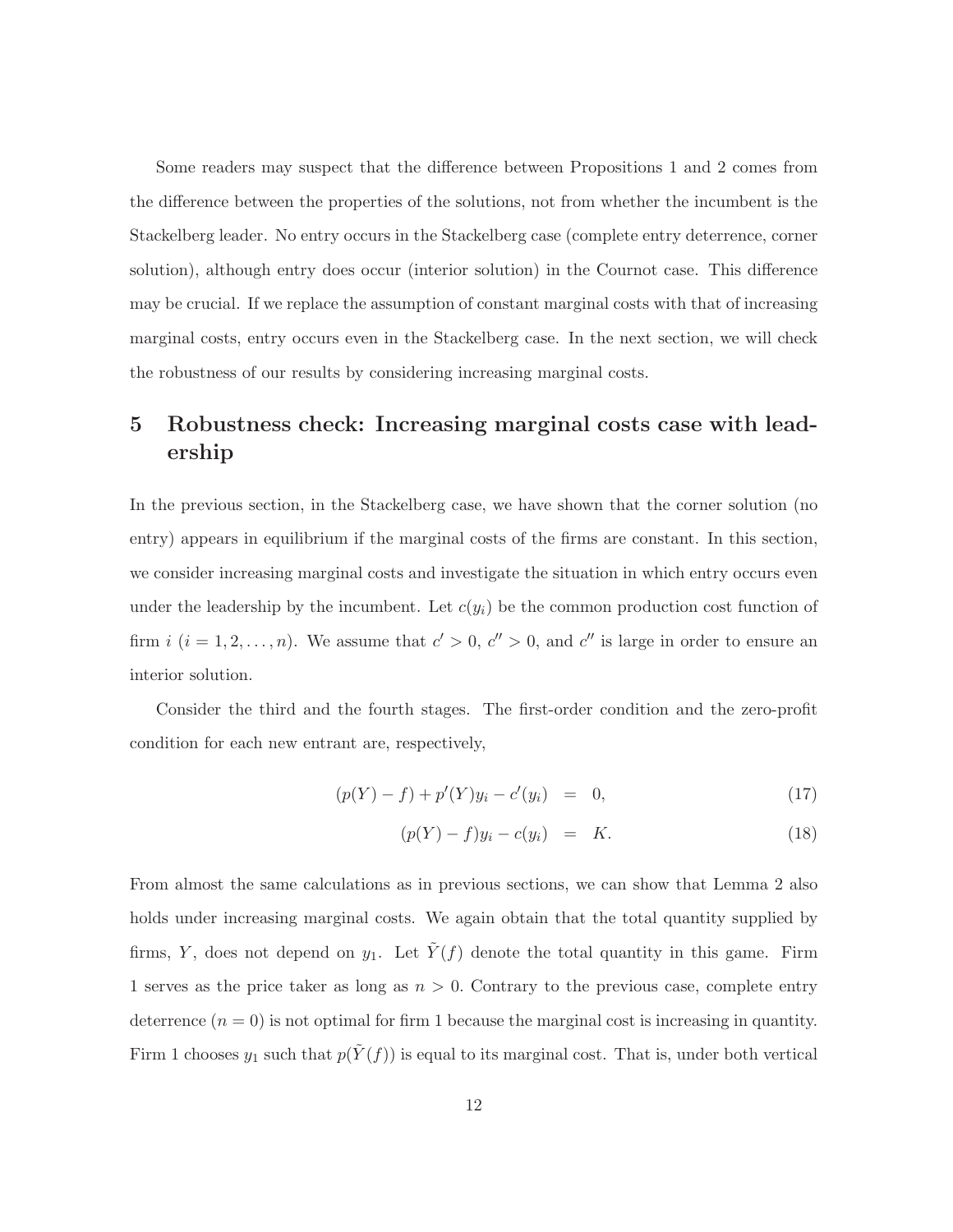Some readers may suspect that the difference between Propositions 1 and 2 comes from the difference between the properties of the solutions, not from whether the incumbent is the Stackelberg leader. No entry occurs in the Stackelberg case (complete entry deterrence, corner solution), although entry does occur (interior solution) in the Cournot case. This difference may be crucial. If we replace the assumption of constant marginal costs with that of increasing marginal costs, entry occurs even in the Stackelberg case. In the next section, we will check the robustness of our results by considering increasing marginal costs.

## 5 Robustness check: Increasing marginal costs case with leadership

In the previous section, in the Stackelberg case, we have shown that the corner solution (no entry) appears in equilibrium if the marginal costs of the firms are constant. In this section, we consider increasing marginal costs and investigate the situation in which entry occurs even under the leadership by the incumbent. Let $c(y_i)$ be the common production cost function of firm $i$ $(i = 1, 2, \ldots, n)$. We assume that $c' > 0$, $c'' > 0$, and $c''$ is large in order to ensure an interior solution.

Consider the third and the fourth stages. The first-order condition and the zero-profit condition for each new entrant are, respectively,

$$(p(Y) - f) + p'(Y)y_i - c'(y_i) \;\; = \;\; 0, \tag{17}$$

$$(p(Y) - f)y_i - c(y_i) \;\; = \;\; K. \tag{18}$$

From almost the same calculations as in previous sections, we can show that Lemma 2 also holds under increasing marginal costs. We again obtain that the total quantity supplied by firms, $Y$, does not depend on $y_1$. Let $\tilde{Y}(f)$ denote the total quantity in this game. Firm 1 serves as the price taker as long as $n > 0$. Contrary to the previous case, complete entry deterrence ($n = 0$) is not optimal for firm 1 because the marginal cost is increasing in quantity. Firm 1 chooses $y_1$ such that $p(\tilde{Y}(f))$ is equal to its marginal cost. That is, under both vertical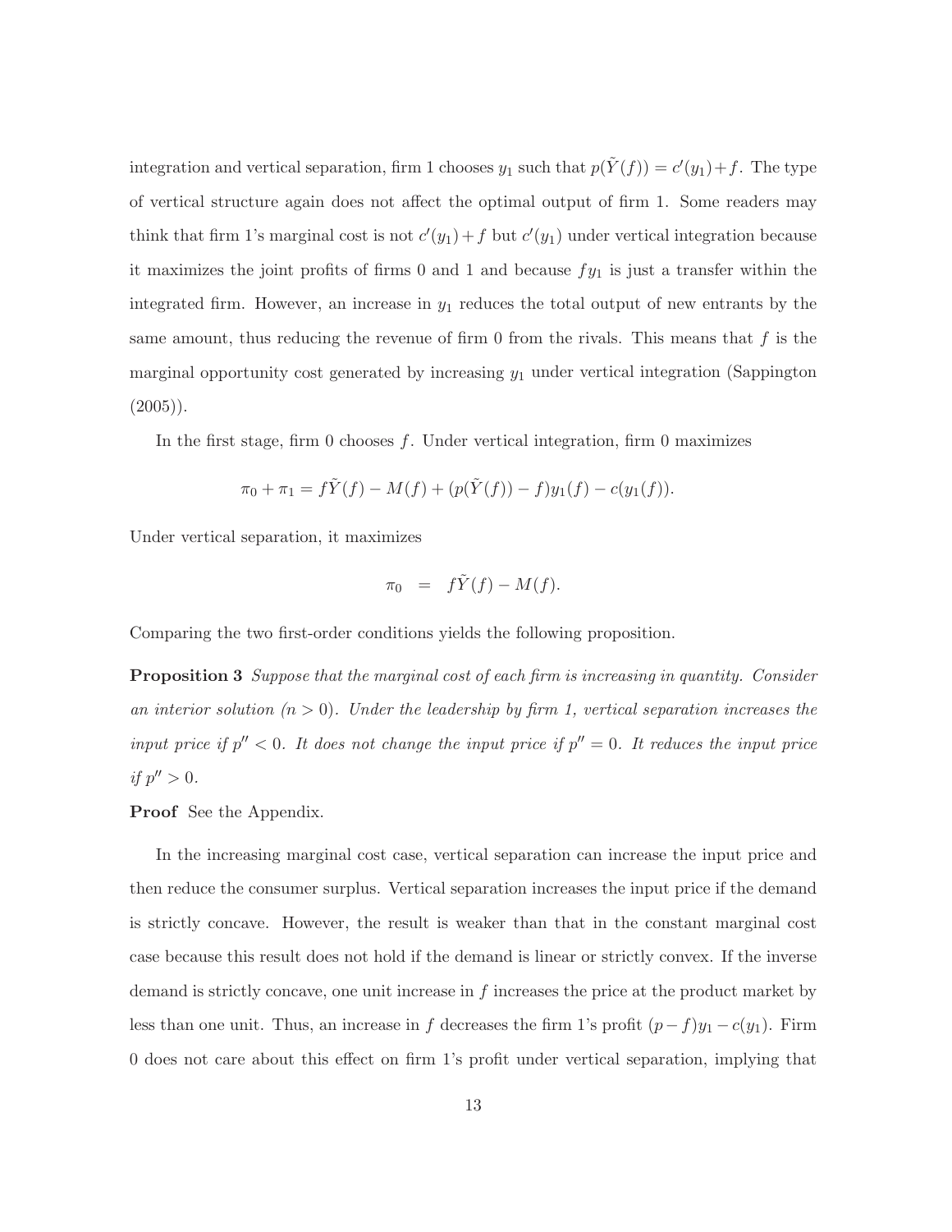integration and vertical separation, firm 1 chooses $y_1$ such that $p(\tilde{Y}(f)) = c'(y_1)+f$. The type of vertical structure again does not affect the optimal output of firm 1. Some readers may think that firm 1's marginal cost is not $c'(y_1)+f$ but $c'(y_1)$ under vertical integration because it maximizes the joint profits of firms 0 and 1 and because $fy_1$ is just a transfer within the integrated firm. However, an increase in $y_1$ reduces the total output of new entrants by the same amount, thus reducing the revenue of firm 0 from the rivals. This means that $f$ is the marginal opportunity cost generated by increasing $y_1$ under vertical integration (Sappington (2005)).

In the first stage, firm 0 chooses $f$. Under vertical integration, firm 0 maximizes

$$\pi_0 + \pi_1 = f\tilde{Y}(f) - M(f) + (p(\tilde{Y}(f)) - f)y_1(f) - c(y_1(f)).$$

Under vertical separation, it maximizes

$$\pi_0 \;\; = \;\; f\tilde{Y}(f) - M(f).$$

Comparing the two first-order conditions yields the following proposition.

**Proposition 3** *Suppose that the marginal cost of each firm is increasing in quantity. Consider an interior solution ($n > 0$). Under the leadership by firm 1, vertical separation increases the input price if $p'' < 0$. It does not change the input price if $p'' = 0$. It reduces the input price if $p'' > 0$.*

**Proof** See the Appendix.

In the increasing marginal cost case, vertical separation can increase the input price and then reduce the consumer surplus. Vertical separation increases the input price if the demand is strictly concave. However, the result is weaker than that in the constant marginal cost case because this result does not hold if the demand is linear or strictly convex. If the inverse demand is strictly concave, one unit increase in $f$ increases the price at the product market by less than one unit. Thus, an increase in $f$ decreases the firm 1's profit $(p-f)y_1 - c(y_1)$. Firm 0 does not care about this effect on firm 1's profit under vertical separation, implying that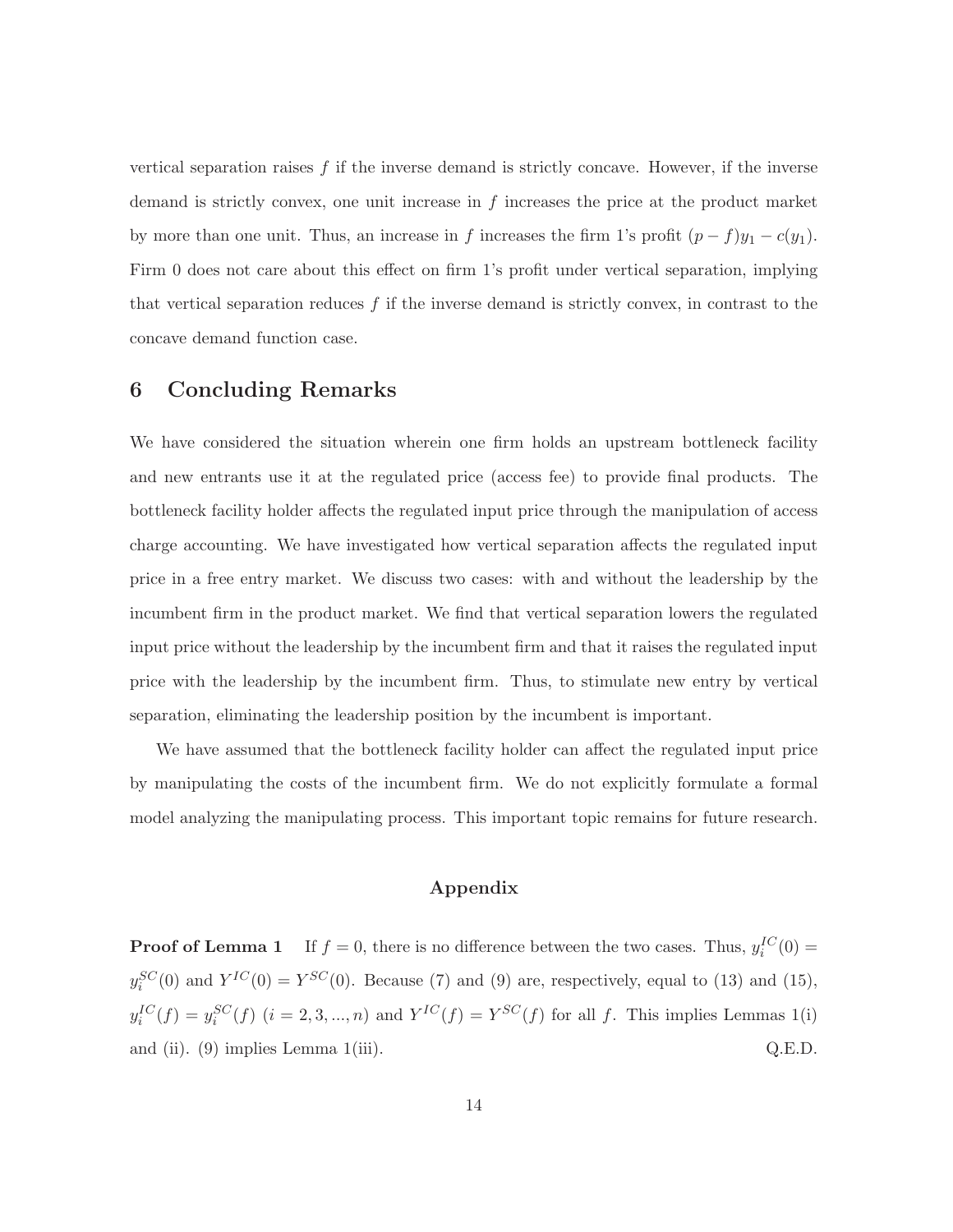vertical separation raises $f$ if the inverse demand is strictly concave. However, if the inverse demand is strictly convex, one unit increase in $f$ increases the price at the product market by more than one unit. Thus, an increase in $f$ increases the firm 1's profit $(p - f)y_1 - c(y_1)$. Firm 0 does not care about this effect on firm 1's profit under vertical separation, implying that vertical separation reduces $f$ if the inverse demand is strictly convex, in contrast to the concave demand function case.

## 6 Concluding Remarks

We have considered the situation wherein one firm holds an upstream bottleneck facility and new entrants use it at the regulated price (access fee) to provide final products. The bottleneck facility holder affects the regulated input price through the manipulation of access charge accounting. We have investigated how vertical separation affects the regulated input price in a free entry market. We discuss two cases: with and without the leadership by the incumbent firm in the product market. We find that vertical separation lowers the regulated input price without the leadership by the incumbent firm and that it raises the regulated input price with the leadership by the incumbent firm. Thus, to stimulate new entry by vertical separation, eliminating the leadership position by the incumbent is important.

We have assumed that the bottleneck facility holder can affect the regulated input price by manipulating the costs of the incumbent firm. We do not explicitly formulate a formal model analyzing the manipulating process. This important topic remains for future research.

## Appendix

**Proof of Lemma 1** If $f = 0$, there is no difference between the two cases. Thus, $y_i^{IC}(0) = y_i^{SC}(0)$ and $Y^{IC}(0) = Y^{SC}(0)$. Because (7) and (9) are, respectively, equal to (13) and (15), $y_i^{IC}(f) = y_i^{SC}(f)$ $(i = 2, 3, ..., n)$ and $Y^{IC}(f) = Y^{SC}(f)$ for all $f$. This implies Lemmas 1(i) and (ii). (9) implies Lemma 1(iii). Q.E.D.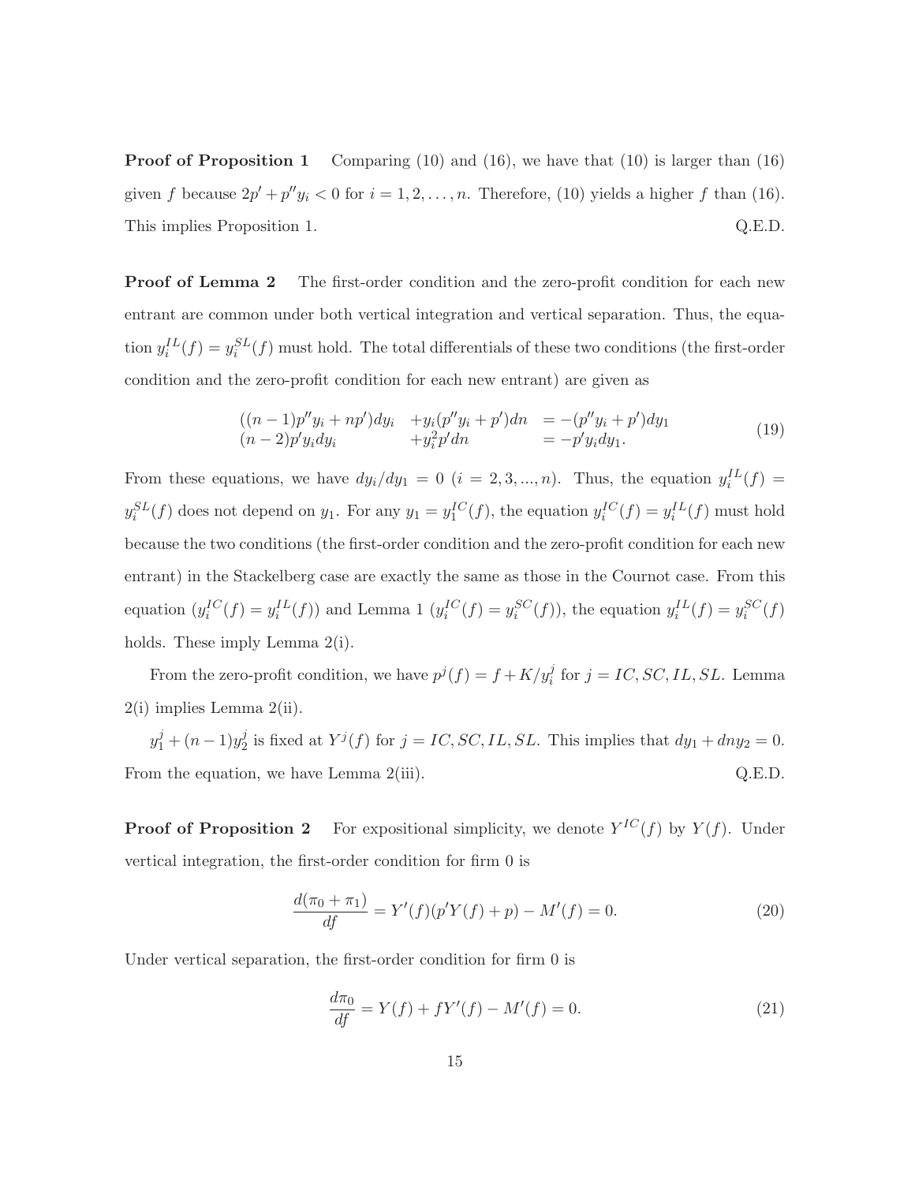**Proof of Proposition 1** Comparing (10) and (16), we have that (10) is larger than (16) given $f$ because $2p' + p''y_i < 0$ for $i = 1, 2, \ldots, n$. Therefore, (10) yields a higher $f$ than (16). This implies Proposition 1. Q.E.D.

**Proof of Lemma 2** The first-order condition and the zero-profit condition for each new entrant are common under both vertical integration and vertical separation. Thus, the equation $y_i^{IL}(f) = y_i^{SL}(f)$ must hold. The total differentials of these two conditions (the first-order condition and the zero-profit condition for each new entrant) are given as

$$\begin{array}{lll} ((n-1)p''y_i + np')dy_i & +y_i(p''y_i + p')dn & = -(p''y_i + p')dy_1 \\ (n-2)p'y_i dy_i & +y_i^2 p' dn & = -p'y_i dy_1. \end{array} \tag{19}$$

From these equations, we have $dy_i/dy_1 = 0$ $(i = 2, 3, ..., n)$. Thus, the equation $y_i^{IL}(f) = y_i^{SL}(f)$ does not depend on $y_1$. For any $y_1 = y_1^{IC}(f)$, the equation $y_i^{IC}(f) = y_i^{IL}(f)$ must hold because the two conditions (the first-order condition and the zero-profit condition for each new entrant) in the Stackelberg case are exactly the same as those in the Cournot case. From this equation ($y_i^{IC}(f) = y_i^{IL}(f)$) and Lemma 1 ($y_i^{IC}(f) = y_i^{SC}(f)$), the equation $y_i^{IL}(f) = y_i^{SC}(f)$ holds. These imply Lemma 2(i).

From the zero-profit condition, we have $p^j(f) = f + K/y_i^j$ for $j = IC, SC, IL, SL$. Lemma 2(i) implies Lemma 2(ii).

$y_1^j + (n-1)y_2^j$ is fixed at $Y^j(f)$ for $j = IC, SC, IL, SL$. This implies that $dy_1 + dny_2 = 0$. From the equation, we have Lemma 2(iii). Q.E.D.

**Proof of Proposition 2** For expositional simplicity, we denote $Y^{IC}(f)$ by $Y(f)$. Under vertical integration, the first-order condition for firm 0 is

$$\frac{d(\pi_0 + \pi_1)}{df} = Y'(f)(p'Y(f) + p) - M'(f) = 0. \tag{20}$$

Under vertical separation, the first-order condition for firm 0 is

$$\frac{d\pi_0}{df} = Y(f) + fY'(f) - M'(f) = 0. \tag{21}$$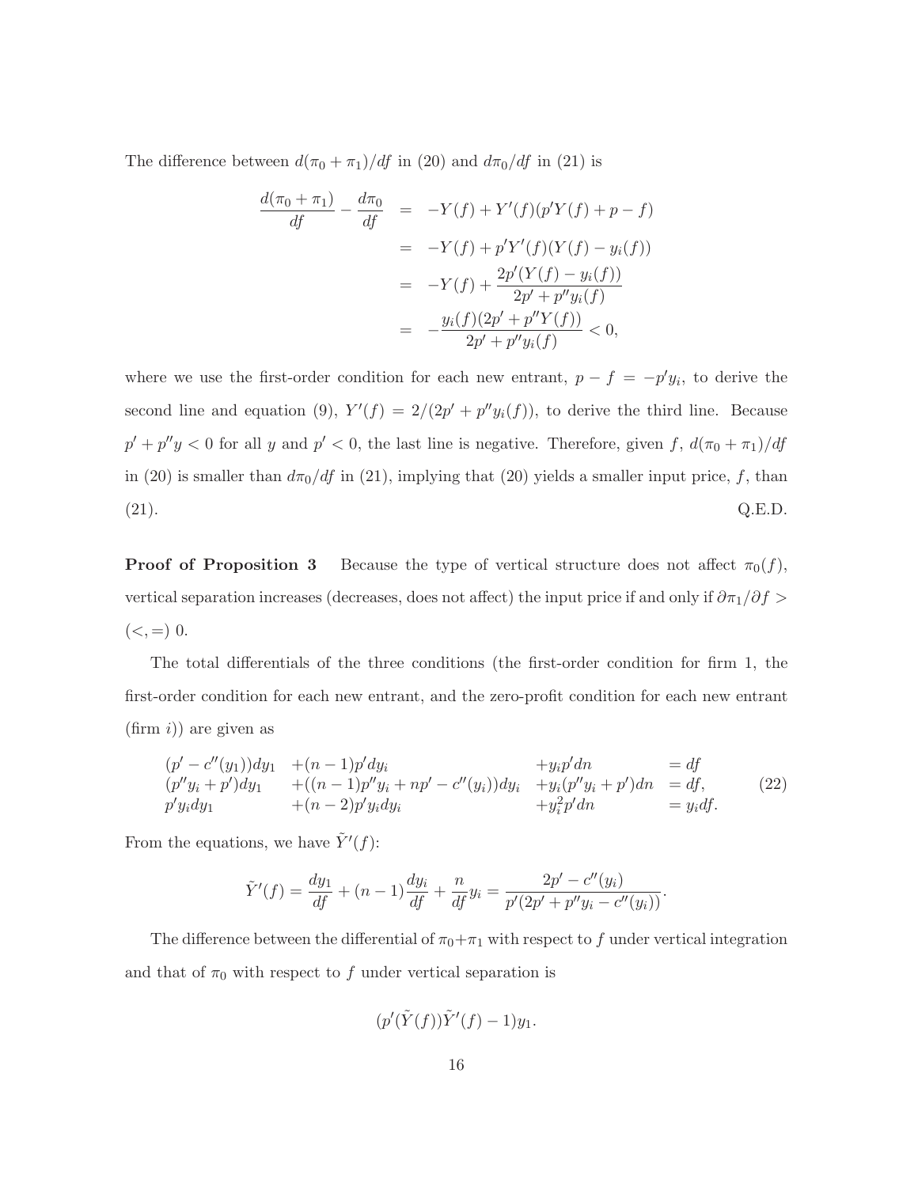The difference between $d(\pi_0 + \pi_1)/df$ in (20) and $d\pi_0/df$ in (21) is

$$
\begin{aligned}
\frac{d(\pi_0 + \pi_1)}{df} - \frac{d\pi_0}{df} &= -Y(f) + Y'(f)(p'Y(f) + p - f) \\
&= -Y(f) + p'Y'(f)(Y(f) - y_i(f)) \\
&= -Y(f) + \frac{2p'(Y(f) - y_i(f))}{2p' + p''y_i(f)} \\
&= -\frac{y_i(f)(2p' + p''Y(f))}{2p' + p''y_i(f)} < 0,
\end{aligned}
$$

where we use the first-order condition for each new entrant, $p - f = -p'y_i$, to derive the second line and equation (9), $Y'(f) = 2/(2p' + p''y_i(f))$, to derive the third line. Because $p' + p''y < 0$ for all $y$ and $p' < 0$, the last line is negative. Therefore, given $f$, $d(\pi_0 + \pi_1)/df$ in (20) is smaller than $d\pi_0/df$ in (21), implying that (20) yields a smaller input price, $f$, than (21). Q.E.D.

**Proof of Proposition 3** Because the type of vertical structure does not affect $\pi_0(f)$, vertical separation increases (decreases, does not affect) the input price if and only if $\partial\pi_1/\partial f > (<, =)\ 0$.

The total differentials of the three conditions (the first-order condition for firm 1, the first-order condition for each new entrant, and the zero-profit condition for each new entrant (firm $i$)) are given as

$$
\begin{array}{llll}
(p' - c''(y_1))dy_1 & +(n-1)p'dy_i & +y_ip'dn & = df \\
(p''y_i + p')dy_1 & +((n-1)p''y_i + np' - c''(y_i))dy_i & +y_i(p''y_i + p')dn & = df, \\
p'y_idy_1 & +(n-2)p'y_idy_i & +y_i^2p'dn & = y_idf.
\end{array}
\tag{22}
$$

From the equations, we have $\tilde{Y}'(f)$:

$$
\tilde{Y}'(f) = \frac{dy_1}{df} + (n-1)\frac{dy_i}{df} + \frac{n}{df}y_i = \frac{2p' - c''(y_i)}{p'(2p' + p''y_i - c''(y_i))}.
$$

The difference between the differential of $\pi_0 + \pi_1$ with respect to $f$ under vertical integration and that of $\pi_0$ with respect to $f$ under vertical separation is

$$
(p'(\tilde{Y}(f))\tilde{Y}'(f) - 1)y_1.
$$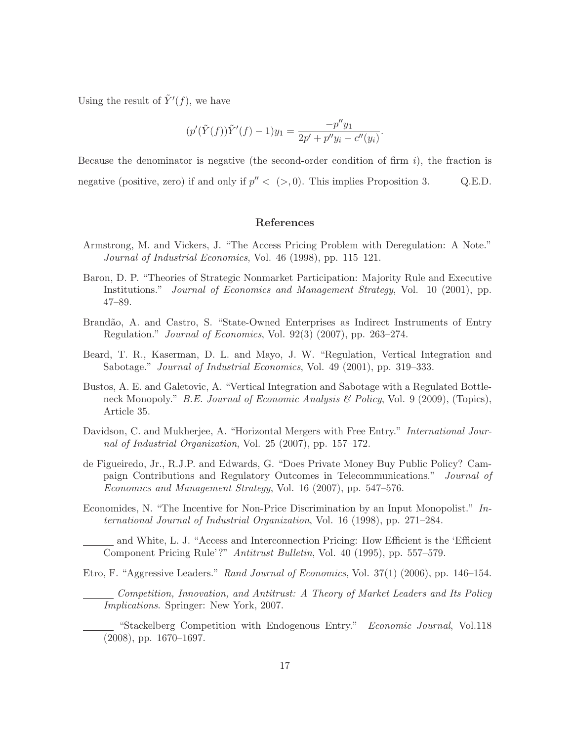Using the result of $\tilde{Y}'(f)$, we have

$$(p'(\tilde{Y}(f))\tilde{Y}'(f) - 1)y_1 = \frac{-p''y_1}{2p' + p''y_i - c''(y_i)}.$$

Because the denominator is negative (the second-order condition of firm $i$), the fraction is negative (positive, zero) if and only if $p'' < \ (>, 0)$. This implies Proposition 3. Q.E.D.

## References

Armstrong, M. and Vickers, J. "The Access Pricing Problem with Deregulation: A Note." *Journal of Industrial Economics*, Vol. 46 (1998), pp. 115–121.

Baron, D. P. "Theories of Strategic Nonmarket Participation: Majority Rule and Executive Institutions." *Journal of Economics and Management Strategy*, Vol. 10 (2001), pp. 47–89.

Brandão, A. and Castro, S. "State-Owned Enterprises as Indirect Instruments of Entry Regulation." *Journal of Economics*, Vol. 92(3) (2007), pp. 263–274.

Beard, T. R., Kaserman, D. L. and Mayo, J. W. "Regulation, Vertical Integration and Sabotage." *Journal of Industrial Economics*, Vol. 49 (2001), pp. 319–333.

Bustos, A. E. and Galetovic, A. "Vertical Integration and Sabotage with a Regulated Bottleneck Monopoly." *B.E. Journal of Economic Analysis & Policy*, Vol. 9 (2009), (Topics), Article 35.

Davidson, C. and Mukherjee, A. "Horizontal Mergers with Free Entry." *International Journal of Industrial Organization*, Vol. 25 (2007), pp. 157–172.

de Figueiredo, Jr., R.J.P. and Edwards, G. "Does Private Money Buy Public Policy? Campaign Contributions and Regulatory Outcomes in Telecommunications." *Journal of Economics and Management Strategy*, Vol. 16 (2007), pp. 547–576.

Economides, N. "The Incentive for Non-Price Discrimination by an Input Monopolist." *International Journal of Industrial Organization*, Vol. 16 (1998), pp. 271–284.

______ and White, L. J. "Access and Interconnection Pricing: How Efficient is the 'Efficient Component Pricing Rule'?" *Antitrust Bulletin*, Vol. 40 (1995), pp. 557–579.

Etro, F. "Aggressive Leaders." *Rand Journal of Economics*, Vol. 37(1) (2006), pp. 146–154.

______ *Competition, Innovation, and Antitrust: A Theory of Market Leaders and Its Policy Implications*. Springer: New York, 2007.

______ "Stackelberg Competition with Endogenous Entry." *Economic Journal*, Vol.118 (2008), pp. 1670–1697.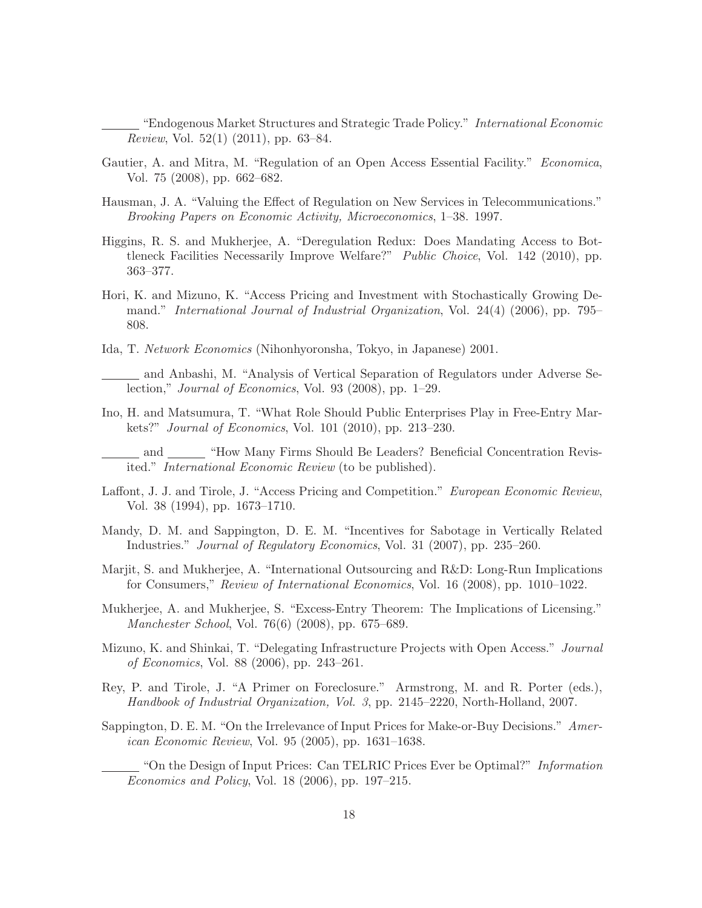\_\_\_\_\_\_ "Endogenous Market Structures and Strategic Trade Policy." *International Economic Review*, Vol. 52(1) (2011), pp. 63–84.

Gautier, A. and Mitra, M. "Regulation of an Open Access Essential Facility." *Economica*, Vol. 75 (2008), pp. 662–682.

Hausman, J. A. "Valuing the Effect of Regulation on New Services in Telecommunications." *Brooking Papers on Economic Activity, Microeconomics*, 1–38. 1997.

Higgins, R. S. and Mukherjee, A. "Deregulation Redux: Does Mandating Access to Bottleneck Facilities Necessarily Improve Welfare?" *Public Choice*, Vol. 142 (2010), pp. 363–377.

Hori, K. and Mizuno, K. "Access Pricing and Investment with Stochastically Growing Demand." *International Journal of Industrial Organization*, Vol. 24(4) (2006), pp. 795–808.

Ida, T. *Network Economics* (Nihonhyoronsha, Tokyo, in Japanese) 2001.

\_\_\_\_\_\_ and Anbashi, M. "Analysis of Vertical Separation of Regulators under Adverse Selection," *Journal of Economics*, Vol. 93 (2008), pp. 1–29.

Ino, H. and Matsumura, T. "What Role Should Public Enterprises Play in Free-Entry Markets?" *Journal of Economics*, Vol. 101 (2010), pp. 213–230.

\_\_\_\_\_\_ and \_\_\_\_\_\_ "How Many Firms Should Be Leaders? Beneficial Concentration Revisited." *International Economic Review* (to be published).

Laffont, J. J. and Tirole, J. "Access Pricing and Competition." *European Economic Review*, Vol. 38 (1994), pp. 1673–1710.

Mandy, D. M. and Sappington, D. E. M. "Incentives for Sabotage in Vertically Related Industries." *Journal of Regulatory Economics*, Vol. 31 (2007), pp. 235–260.

Marjit, S. and Mukherjee, A. "International Outsourcing and R&D: Long-Run Implications for Consumers," *Review of International Economics*, Vol. 16 (2008), pp. 1010–1022.

Mukherjee, A. and Mukherjee, S. "Excess-Entry Theorem: The Implications of Licensing." *Manchester School*, Vol. 76(6) (2008), pp. 675–689.

Mizuno, K. and Shinkai, T. "Delegating Infrastructure Projects with Open Access." *Journal of Economics*, Vol. 88 (2006), pp. 243–261.

Rey, P. and Tirole, J. "A Primer on Foreclosure." Armstrong, M. and R. Porter (eds.), *Handbook of Industrial Organization, Vol. 3*, pp. 2145–2220, North-Holland, 2007.

Sappington, D. E. M. "On the Irrelevance of Input Prices for Make-or-Buy Decisions." *American Economic Review*, Vol. 95 (2005), pp. 1631–1638.

\_\_\_\_\_\_ "On the Design of Input Prices: Can TELRIC Prices Ever be Optimal?" *Information Economics and Policy*, Vol. 18 (2006), pp. 197–215.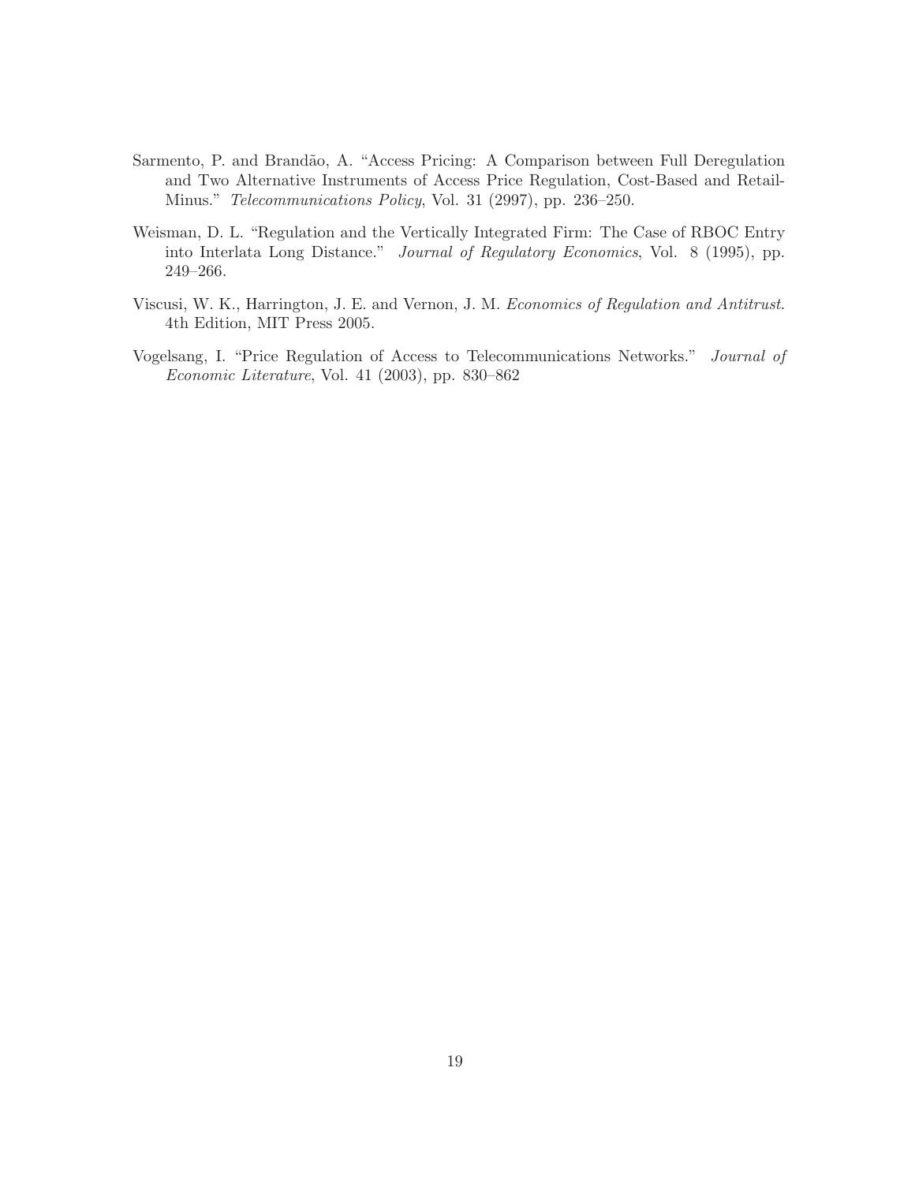Sarmento, P. and Brandão, A. "Access Pricing: A Comparison between Full Deregulation and Two Alternative Instruments of Access Price Regulation, Cost-Based and Retail-Minus." *Telecommunications Policy*, Vol. 31 (2997), pp. 236–250.

Weisman, D. L. "Regulation and the Vertically Integrated Firm: The Case of RBOC Entry into Interlata Long Distance." *Journal of Regulatory Economics*, Vol. 8 (1995), pp. 249–266.

Viscusi, W. K., Harrington, J. E. and Vernon, J. M. *Economics of Regulation and Antitrust*. 4th Edition, MIT Press 2005.

Vogelsang, I. "Price Regulation of Access to Telecommunications Networks." *Journal of Economic Literature*, Vol. 41 (2003), pp. 830–862